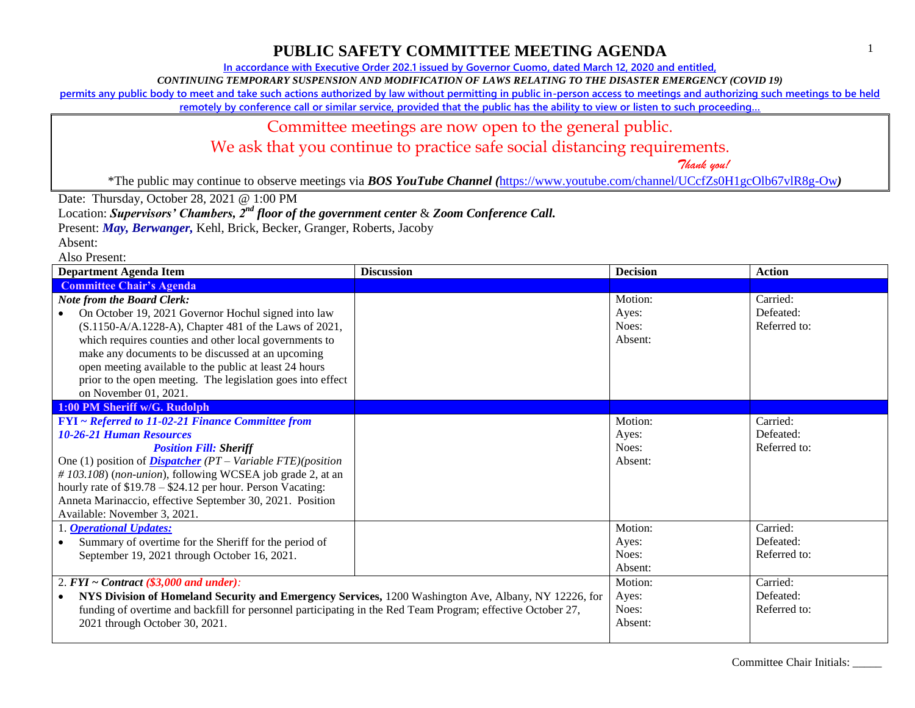# PUBLIC SAFETY COMMITTEE MEETING AGENDA

In accordance with Executive Order 202.1 issued by Governor Cuomo, dated March 12, 2020 and entitled,

*CONTINUING TEMPORARY SUSPENSION AND MODIFICATION OF LAWS RELATING TO THE DISASTER EMERGENCY (COVID 19)*

permits any public body to meet and take such actions authorized by law without permitting in public in-person access to meetings and authorizing such meetings to be held remotely by conference call or similar service, provided that the public has the ability to view or listen to such proceeding…

Committee meetings are now open to the general public.

We ask that you continue to practice safe social distancing requirements.

*Thank you!*

*The public may continue to observe meetings via ***BOS YouTube Channel (***https://www.youtube.com/channel/UCcfZs0H1gcOlb67vlR8g-Ow***)***

Date: Thursday, October 28, 2021 @ 1:00 PM

Location: ***Supervisors' Chambers, 2nd floor of the government center*** & ***Zoom Conference Call.***

Present: ***May, Berwanger,*** Kehl, Brick, Becker, Granger, Roberts, Jacoby

Absent:

Also Present:

| Department Agenda Item | Discussion | Decision | Action |
|---|---|---|---|
| **Committee Chair's Agenda** | | | |
| ***Note from the Board Clerk:*** <br>• On October 19, 2021 Governor Hochul signed into law (S.1150-A/A.1228-A), Chapter 481 of the Laws of 2021, which requires counties and other local governments to make any documents to be discussed at an upcoming open meeting available to the public at least 24 hours prior to the open meeting. The legislation goes into effect on November 01, 2021. | | Motion:<br>Ayes:<br>Noes:<br>Absent: | Carried:<br>Defeated:<br>Referred to: |
| **1:00 PM Sheriff w/G. Rudolph** | | | |
| ***FYI ~ Referred to 11-02-21 Finance Committee from 10-26-21 Human Resources*** <br>***Position Fill: Sheriff*** <br>One (1) position of ***Dispatcher*** *(PT – Variable FTE)(position # 103.108)* (*non-union*), following WCSEA job grade 2, at an hourly rate of $19.78 – $24.12 per hour. Person Vacating: Anneta Marinaccio, effective September 30, 2021. Position Available: November 3, 2021. | | Motion:<br>Ayes:<br>Noes:<br>Absent: | Carried:<br>Defeated:<br>Referred to: |
| 1. ***Operational Updates:*** <br>• Summary of overtime for the Sheriff for the period of September 19, 2021 through October 16, 2021. | | Motion:<br>Ayes:<br>Noes:<br>Absent: | Carried:<br>Defeated:<br>Referred to: |
| 2. ***FYI ~ Contract (\$3,000 and under):*** <br>• **NYS Division of Homeland Security and Emergency Services,** 1200 Washington Ave, Albany, NY 12226, for funding of overtime and backfill for personnel participating in the Red Team Program; effective October 27, 2021 through October 30, 2021. | | Motion:<br>Ayes:<br>Noes:<br>Absent: | Carried:<br>Defeated:<br>Referred to: |

Committee Chair Initials: _____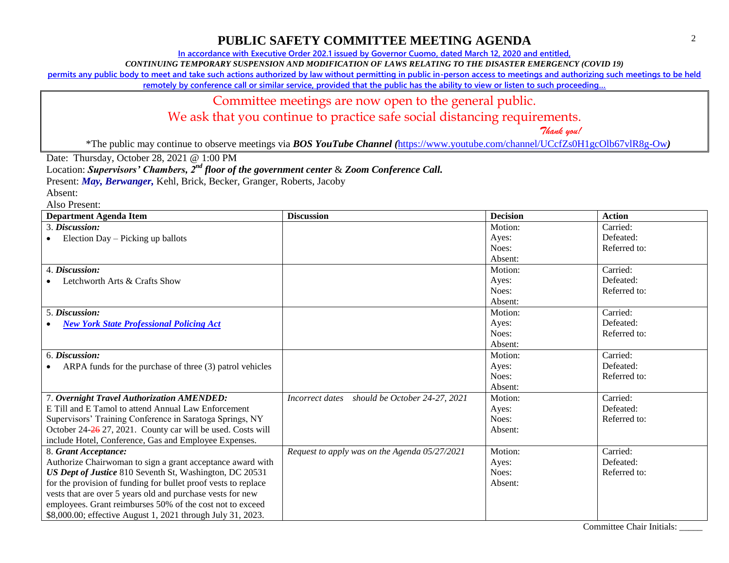# PUBLIC SAFETY COMMITTEE MEETING AGENDA

In accordance with Executive Order 202.1 issued by Governor Cuomo, dated March 12, 2020 and entitled,

*CONTINUING TEMPORARY SUSPENSION AND MODIFICATION OF LAWS RELATING TO THE DISASTER EMERGENCY (COVID 19)*

permits any public body to meet and take such actions authorized by law without permitting in public in-person access to meetings and authorizing such meetings to be held remotely by conference call or similar service, provided that the public has the ability to view or listen to such proceeding…

Committee meetings are now open to the general public.

We ask that you continue to practice safe social distancing requirements.

*Thank you!*

*The public may continue to observe meetings via ***BOS YouTube Channel (***https://www.youtube.com/channel/UCcfZs0H1gcOlb67vlR8g-Ow***)***

Date: Thursday, October 28, 2021 @ 1:00 PM

Location: ***Supervisors' Chambers, 2nd floor of the government center*** & ***Zoom Conference Call.***

Present: ***May, Berwanger,*** Kehl, Brick, Becker, Granger, Roberts, Jacoby

Absent:

Also Present:

| Department Agenda Item | Discussion | Decision | Action |
|---|---|---|---|
| 3. ***Discussion:*** <br>• Election Day – Picking up ballots | | Motion:<br>Ayes:<br>Noes:<br>Absent: | Carried:<br>Defeated:<br>Referred to: |
| 4. ***Discussion:*** <br>• Letchworth Arts & Crafts Show | | Motion:<br>Ayes:<br>Noes:<br>Absent: | Carried:<br>Defeated:<br>Referred to: |
| 5. ***Discussion:*** <br>• ***New York State Professional Policing Act*** | | Motion:<br>Ayes:<br>Noes:<br>Absent: | Carried:<br>Defeated:<br>Referred to: |
| 6. ***Discussion:*** <br>• ARPA funds for the purchase of three (3) patrol vehicles | | Motion:<br>Ayes:<br>Noes:<br>Absent: | Carried:<br>Defeated:<br>Referred to: |
| 7. ***Overnight Travel Authorization AMENDED:*** E Till and E Tamol to attend Annual Law Enforcement Supervisors' Training Conference in Saratoga Springs, NY October 24-~~26~~ 27, 2021. County car will be used. Costs will include Hotel, Conference, Gas and Employee Expenses. | *Incorrect dates should be October 24-27, 2021* | Motion:<br>Ayes:<br>Noes:<br>Absent: | Carried:<br>Defeated:<br>Referred to: |
| 8. ***Grant Acceptance:*** Authorize Chairwoman to sign a grant acceptance award with ***US Dept of Justice*** 810 Seventh St, Washington, DC 20531 for the provision of funding for bullet proof vests to replace vests that are over 5 years old and purchase vests for new employees. Grant reimburses 50% of the cost not to exceed $8,000.00; effective August 1, 2021 through July 31, 2023. | *Request to apply was on the Agenda 05/27/2021* | Motion:<br>Ayes:<br>Noes:<br>Absent: | Carried:<br>Defeated:<br>Referred to: |

Committee Chair Initials: _____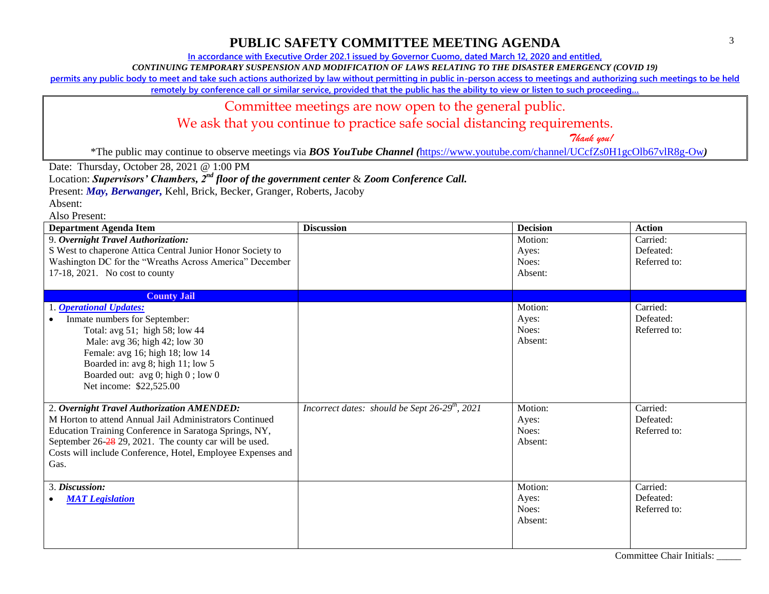# PUBLIC SAFETY COMMITTEE MEETING AGENDA

In accordance with Executive Order 202.1 issued by Governor Cuomo, dated March 12, 2020 and entitled,

*CONTINUING TEMPORARY SUSPENSION AND MODIFICATION OF LAWS RELATING TO THE DISASTER EMERGENCY (COVID 19)*

permits any public body to meet and take such actions authorized by law without permitting in public in-person access to meetings and authorizing such meetings to be held remotely by conference call or similar service, provided that the public has the ability to view or listen to such proceeding…

Committee meetings are now open to the general public.

We ask that you continue to practice safe social distancing requirements.

*Thank you!*

*The public may continue to observe meetings via ***BOS YouTube Channel*** (https://www.youtube.com/channel/UCcfZs0H1gcOlb67vlR8g-Ow)

Date: Thursday, October 28, 2021 @ 1:00 PM

Location: ***Supervisors' Chambers, 2nd floor of the government center*** & ***Zoom Conference Call.***

Present: ***May, Berwanger,*** Kehl, Brick, Becker, Granger, Roberts, Jacoby

Absent:

Also Present:

| Department Agenda Item | Discussion | Decision | Action |
|---|---|---|---|
| 9. ***Overnight Travel Authorization:*** S West to chaperone Attica Central Junior Honor Society to Washington DC for the "Wreaths Across America" December 17-18, 2021. No cost to county | | Motion: Ayes: Noes: Absent: | Carried: Defeated: Referred to: |
| **County Jail** | | | |
| 1. ***Operational Updates:*** • Inmate numbers for September: Total: avg 51; high 58; low 44 Male: avg 36; high 42; low 30 Female: avg 16; high 18; low 14 Boarded in: avg 8; high 11; low 5 Boarded out: avg 0; high 0 ; low 0 Net income: $22,525.00 | | Motion: Ayes: Noes: Absent: | Carried: Defeated: Referred to: |
| 2. ***Overnight Travel Authorization AMENDED:*** M Horton to attend Annual Jail Administrators Continued Education Training Conference in Saratoga Springs, NY, September 26-~~28~~ 29, 2021. The county car will be used. Costs will include Conference, Hotel, Employee Expenses and Gas. | *Incorrect dates: should be Sept 26-29th, 2021* | Motion: Ayes: Noes: Absent: | Carried: Defeated: Referred to: |
| 3. ***Discussion:*** • ***MAT Legislation*** | | Motion: Ayes: Noes: Absent: | Carried: Defeated: Referred to: |

Committee Chair Initials: _____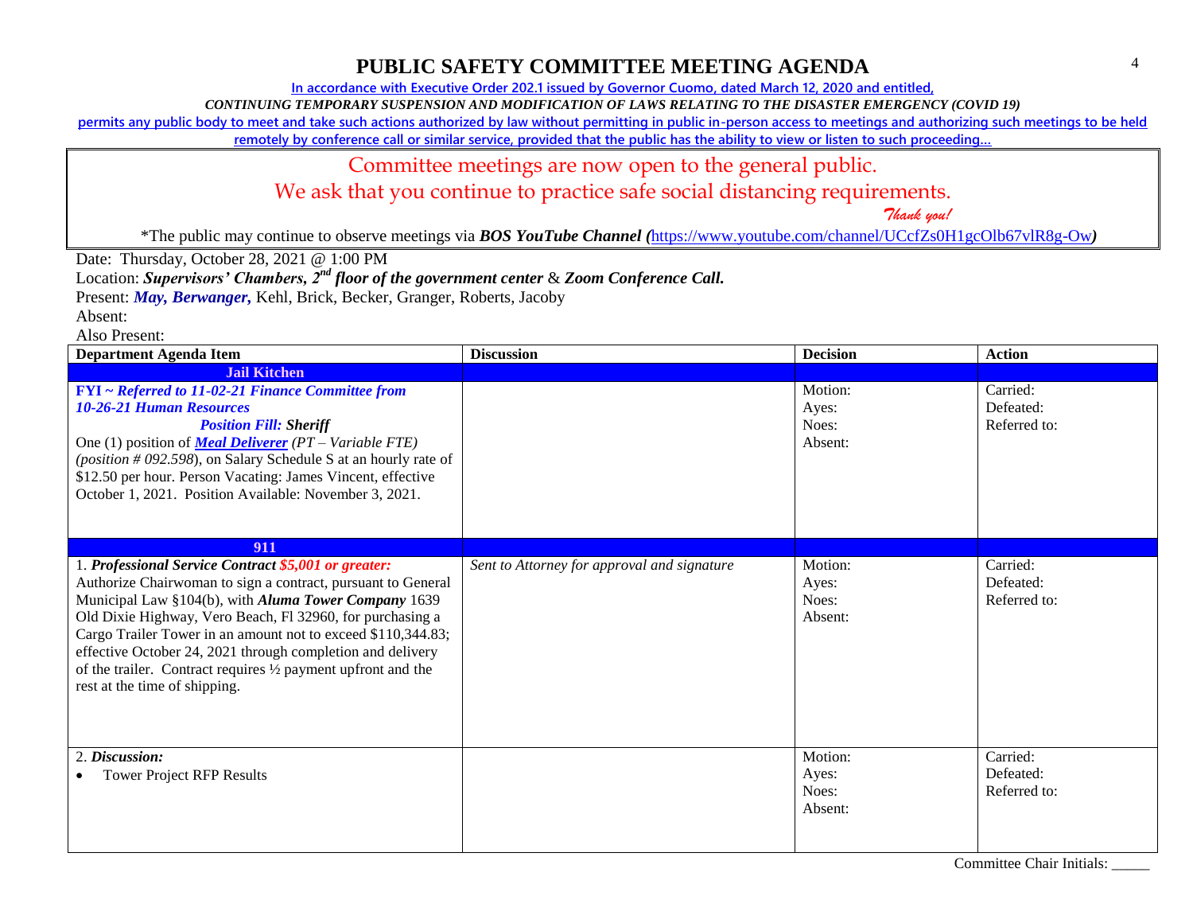# PUBLIC SAFETY COMMITTEE MEETING AGENDA

**In accordance with Executive Order 202.1 issued by Governor Cuomo, dated March 12, 2020 and entitled,**

***CONTINUING TEMPORARY SUSPENSION AND MODIFICATION OF LAWS RELATING TO THE DISASTER EMERGENCY (COVID 19)***

**permits any public body to meet and take such actions authorized by law without permitting in public in-person access to meetings and authorizing such meetings to be held remotely by conference call or similar service, provided that the public has the ability to view or listen to such proceeding…**

Committee meetings are now open to the general public.

We ask that you continue to practice safe social distancing requirements.

*Thank you!*

*The public may continue to observe meetings via ***BOS YouTube Channel (***https://www.youtube.com/channel/UCcfZs0H1gcOlb67vlR8g-Ow***)***

Date: Thursday, October 28, 2021 @ 1:00 PM

Location: ***Supervisors' Chambers, 2nd floor of the government center*** & ***Zoom Conference Call.***

Present: ***May, Berwanger,*** Kehl, Brick, Becker, Granger, Roberts, Jacoby

Absent:

Also Present:

| Department Agenda Item | Discussion | Decision | Action |
|---|---|---|---|
| **Jail Kitchen** | | | |
| ***FYI ~ Referred to 11-02-21 Finance Committee from 10-26-21 Human Resources*** <br> ***Position Fill: Sheriff*** <br> One (1) position of ***Meal Deliverer*** *(PT – Variable FTE) (position # 092.598)*, on Salary Schedule S at an hourly rate of $12.50 per hour. Person Vacating: James Vincent, effective October 1, 2021. Position Available: November 3, 2021. | | Motion: <br> Ayes: <br> Noes: <br> Absent: | Carried: <br> Defeated: <br> Referred to: |
| **911** | | | |
| 1. ***Professional Service Contract $5,001 or greater:*** Authorize Chairwoman to sign a contract, pursuant to General Municipal Law §104(b), with ***Aluma Tower Company*** 1639 Old Dixie Highway, Vero Beach, Fl 32960, for purchasing a Cargo Trailer Tower in an amount not to exceed $110,344.83; effective October 24, 2021 through completion and delivery of the trailer. Contract requires ½ payment upfront and the rest at the time of shipping. | *Sent to Attorney for approval and signature* | Motion: <br> Ayes: <br> Noes: <br> Absent: | Carried: <br> Defeated: <br> Referred to: |
| 2. ***Discussion:*** <br> • Tower Project RFP Results | | Motion: <br> Ayes: <br> Noes: <br> Absent: | Carried: <br> Defeated: <br> Referred to: |

Committee Chair Initials: _____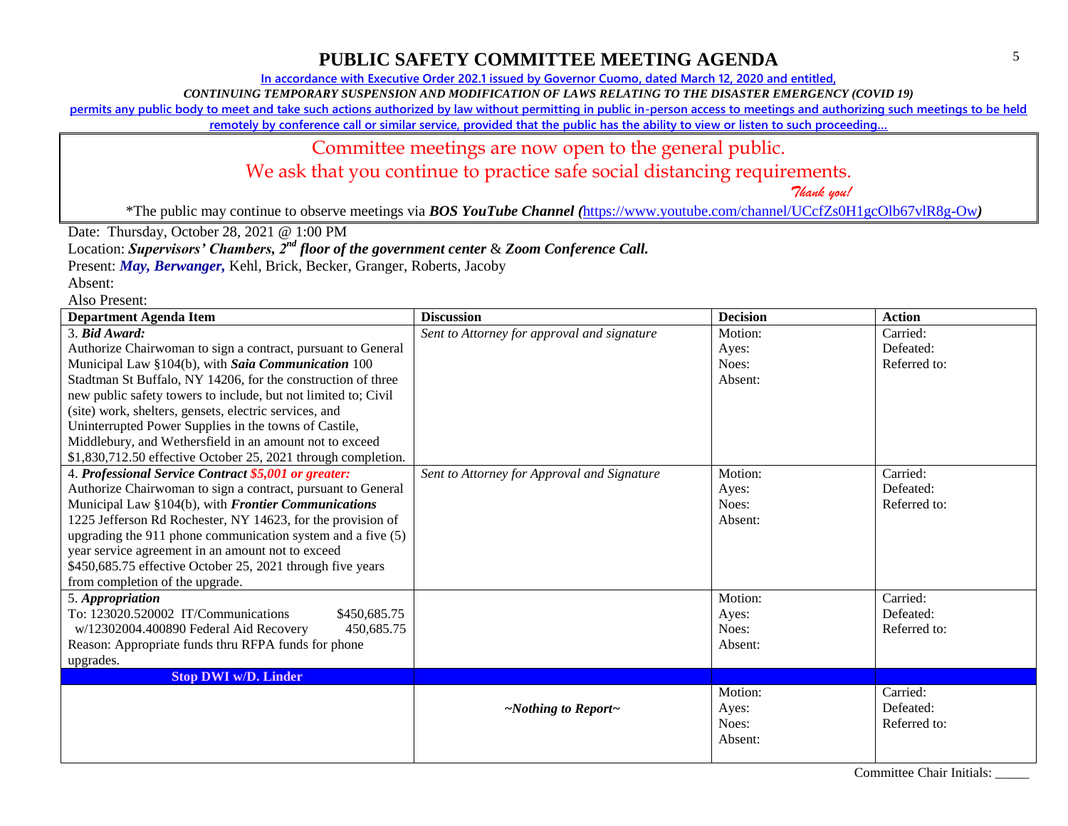# PUBLIC SAFETY COMMITTEE MEETING AGENDA

In accordance with Executive Order 202.1 issued by Governor Cuomo, dated March 12, 2020 and entitled,

*CONTINUING TEMPORARY SUSPENSION AND MODIFICATION OF LAWS RELATING TO THE DISASTER EMERGENCY (COVID 19)*

permits any public body to meet and take such actions authorized by law without permitting in public in-person access to meetings and authorizing such meetings to be held remotely by conference call or similar service, provided that the public has the ability to view or listen to such proceeding…

Committee meetings are now open to the general public.

We ask that you continue to practice safe social distancing requirements.

*Thank you!*

*The public may continue to observe meetings via ***BOS YouTube Channel (***https://www.youtube.com/channel/UCcfZs0H1gcOlb67vlR8g-Ow***)***

Date: Thursday, October 28, 2021 @ 1:00 PM

Location: ***Supervisors' Chambers, 2nd floor of the government center*** & ***Zoom Conference Call.***

Present: ***May, Berwanger,*** Kehl, Brick, Becker, Granger, Roberts, Jacoby

Absent:

Also Present:

| Department Agenda Item | Discussion | Decision | Action |
|---|---|---|---|
| 3. ***Bid Award:*** Authorize Chairwoman to sign a contract, pursuant to General Municipal Law §104(b), with ***Saia Communication*** 100 Stadtman St Buffalo, NY 14206, for the construction of three new public safety towers to include, but not limited to; Civil (site) work, shelters, gensets, electric services, and Uninterrupted Power Supplies in the towns of Castile, Middlebury, and Wethersfield in an amount not to exceed $1,830,712.50 effective October 25, 2021 through completion. | *Sent to Attorney for approval and signature* | Motion:<br>Ayes:<br>Noes:<br>Absent: | Carried:<br>Defeated:<br>Referred to: |
| 4. ***Professional Service Contract $5,001 or greater:*** Authorize Chairwoman to sign a contract, pursuant to General Municipal Law §104(b), with ***Frontier Communications*** 1225 Jefferson Rd Rochester, NY 14623, for the provision of upgrading the 911 phone communication system and a five (5) year service agreement in an amount not to exceed $450,685.75 effective October 25, 2021 through five years from completion of the upgrade. | *Sent to Attorney for Approval and Signature* | Motion:<br>Ayes:<br>Noes:<br>Absent: | Carried:<br>Defeated:<br>Referred to: |
| 5. ***Appropriation***<br>To: 123020.520002 IT/Communications $450,685.75<br>w/12302004.400890 Federal Aid Recovery 450,685.75<br>Reason: Appropriate funds thru RFPA funds for phone upgrades. | | Motion:<br>Ayes:<br>Noes:<br>Absent: | Carried:<br>Defeated:<br>Referred to: |
| **Stop DWI w/D. Linder** | | | |
| | ***~Nothing to Report~*** | Motion:<br>Ayes:<br>Noes:<br>Absent: | Carried:<br>Defeated:<br>Referred to: |

Committee Chair Initials: _____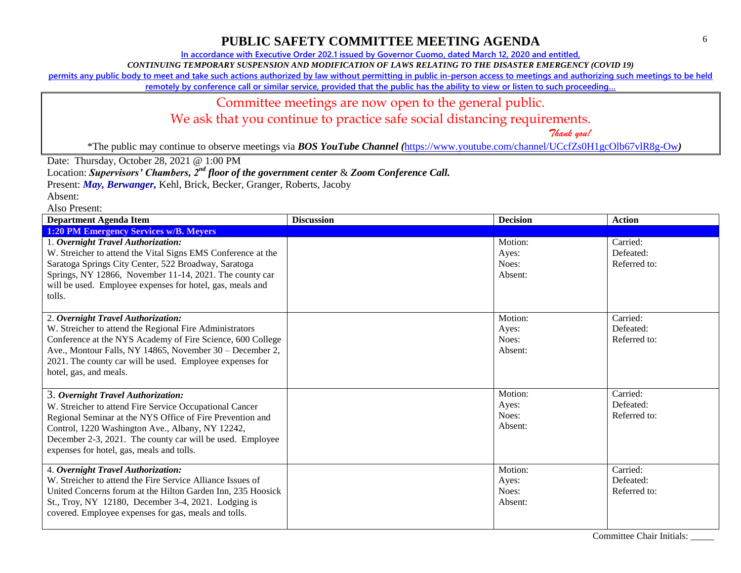# PUBLIC SAFETY COMMITTEE MEETING AGENDA

In accordance with Executive Order 202.1 issued by Governor Cuomo, dated March 12, 2020 and entitled,

*CONTINUING TEMPORARY SUSPENSION AND MODIFICATION OF LAWS RELATING TO THE DISASTER EMERGENCY (COVID 19)*

permits any public body to meet and take such actions authorized by law without permitting in public in-person access to meetings and authorizing such meetings to be held remotely by conference call or similar service, provided that the public has the ability to view or listen to such proceeding…

Committee meetings are now open to the general public.

We ask that you continue to practice safe social distancing requirements.

*Thank you!*

*The public may continue to observe meetings via ***BOS YouTube Channel*** *(*https://www.youtube.com/channel/UCcfZs0H1gcOlb67vlR8g-Ow*)*

Date: Thursday, October 28, 2021 @ 1:00 PM

Location: ***Supervisors' Chambers, 2nd floor of the government center*** & ***Zoom Conference Call.***

Present: ***May, Berwanger,*** Kehl, Brick, Becker, Granger, Roberts, Jacoby

Absent:

Also Present:

| Department Agenda Item | Discussion | Decision | Action |
|---|---|---|---|
| **1:20 PM Emergency Services w/B. Meyers** | | | |
| 1. ***Overnight Travel Authorization:*** W. Streicher to attend the Vital Signs EMS Conference at the Saratoga Springs City Center, 522 Broadway, Saratoga Springs, NY 12866, November 11-14, 2021. The county car will be used. Employee expenses for hotel, gas, meals and tolls. | | Motion: Ayes: Noes: Absent: | Carried: Defeated: Referred to: |
| 2. ***Overnight Travel Authorization:*** W. Streicher to attend the Regional Fire Administrators Conference at the NYS Academy of Fire Science, 600 College Ave., Montour Falls, NY 14865, November 30 – December 2, 2021. The county car will be used. Employee expenses for hotel, gas, and meals. | | Motion: Ayes: Noes: Absent: | Carried: Defeated: Referred to: |
| 3. ***Overnight Travel Authorization:*** W. Streicher to attend Fire Service Occupational Cancer Regional Seminar at the NYS Office of Fire Prevention and Control, 1220 Washington Ave., Albany, NY 12242, December 2-3, 2021. The county car will be used. Employee expenses for hotel, gas, meals and tolls. | | Motion: Ayes: Noes: Absent: | Carried: Defeated: Referred to: |
| 4. ***Overnight Travel Authorization:*** W. Streicher to attend the Fire Service Alliance Issues of United Concerns forum at the Hilton Garden Inn, 235 Hoosick St., Troy, NY 12180, December 3-4, 2021. Lodging is covered. Employee expenses for gas, meals and tolls. | | Motion: Ayes: Noes: Absent: | Carried: Defeated: Referred to: |

Committee Chair Initials: _____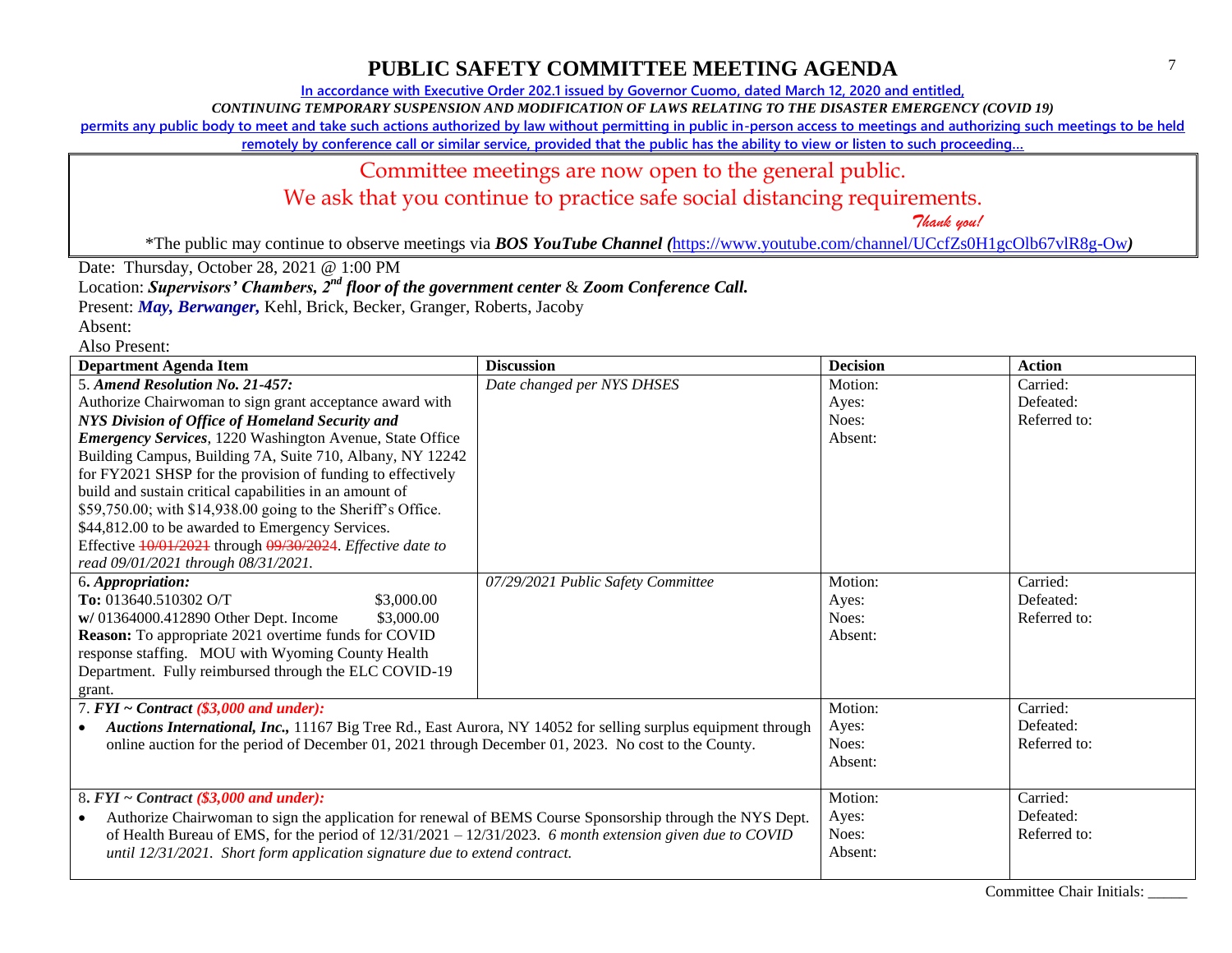# PUBLIC SAFETY COMMITTEE MEETING AGENDA

In accordance with Executive Order 202.1 issued by Governor Cuomo, dated March 12, 2020 and entitled,

*CONTINUING TEMPORARY SUSPENSION AND MODIFICATION OF LAWS RELATING TO THE DISASTER EMERGENCY (COVID 19)*

permits any public body to meet and take such actions authorized by law without permitting in public in-person access to meetings and authorizing such meetings to be held remotely by conference call or similar service, provided that the public has the ability to view or listen to such proceeding…

Committee meetings are now open to the general public.

We ask that you continue to practice safe social distancing requirements.

*Thank you!*

*The public may continue to observe meetings via ***BOS YouTube Channel (***https://www.youtube.com/channel/UCcfZs0H1gcOlb67vlR8g-Ow***)***

Date: Thursday, October 28, 2021 @ 1:00 PM

Location: ***Supervisors' Chambers, 2nd floor of the government center*** & ***Zoom Conference Call.***

Present: ***May, Berwanger,*** Kehl, Brick, Becker, Granger, Roberts, Jacoby

Absent:

Also Present:

| Department Agenda Item | Discussion | Decision | Action |
|---|---|---|---|
| 5. ***Amend Resolution No. 21-457:*** Authorize Chairwoman to sign grant acceptance award with ***NYS Division of Office of Homeland Security and Emergency Services***, 1220 Washington Avenue, State Office Building Campus, Building 7A, Suite 710, Albany, NY 12242 for FY2021 SHSP for the provision of funding to effectively build and sustain critical capabilities in an amount of \$59,750.00; with \$14,938.00 going to the Sheriff's Office. \$44,812.00 to be awarded to Emergency Services. Effective ~~10/01/2021~~ through ~~09/30/2024~~. *Effective date to read 09/01/2021 through 08/31/2021.* | *Date changed per NYS DHSES* | Motion:<br>Ayes:<br>Noes:<br>Absent: | Carried:<br>Defeated:<br>Referred to: |
| 6. ***Appropriation:***<br>**To:** 013640.510302 O/T \$3,000.00<br>**w/** 01364000.412890 Other Dept. Income \$3,000.00<br>**Reason:** To appropriate 2021 overtime funds for COVID response staffing. MOU with Wyoming County Health Department. Fully reimbursed through the ELC COVID-19 grant. | *07/29/2021 Public Safety Committee* | Motion:<br>Ayes:<br>Noes:<br>Absent: | Carried:<br>Defeated:<br>Referred to: |
| 7. ***FYI ~ Contract (\$3,000 and under):***<br>• ***Auctions International, Inc.,*** 11167 Big Tree Rd., East Aurora, NY 14052 for selling surplus equipment through online auction for the period of December 01, 2021 through December 01, 2023. No cost to the County. | | Motion:<br>Ayes:<br>Noes:<br>Absent: | Carried:<br>Defeated:<br>Referred to: |
| 8. ***FYI ~ Contract (\$3,000 and under):***<br>• Authorize Chairwoman to sign the application for renewal of BEMS Course Sponsorship through the NYS Dept. of Health Bureau of EMS, for the period of 12/31/2021 – 12/31/2023. *6 month extension given due to COVID until 12/31/2021. Short form application signature due to extend contract.* | | Motion:<br>Ayes:<br>Noes:<br>Absent: | Carried:<br>Defeated:<br>Referred to: |

Committee Chair Initials: _____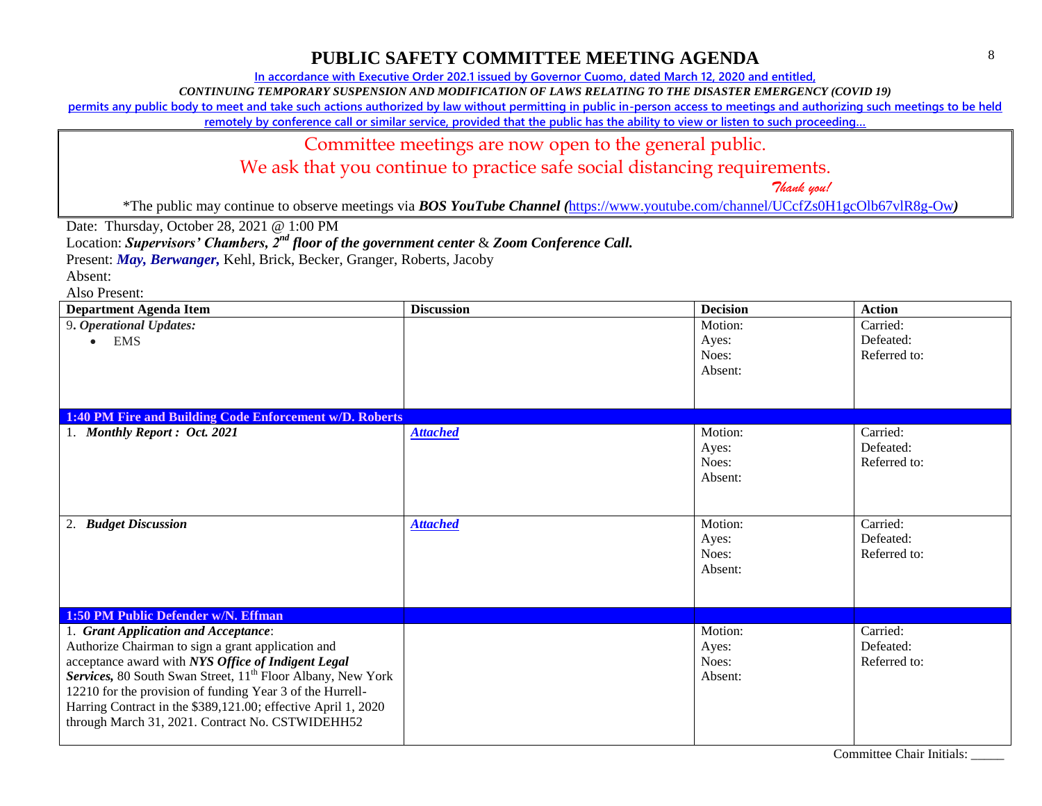# PUBLIC SAFETY COMMITTEE MEETING AGENDA

In accordance with Executive Order 202.1 issued by Governor Cuomo, dated March 12, 2020 and entitled,

*CONTINUING TEMPORARY SUSPENSION AND MODIFICATION OF LAWS RELATING TO THE DISASTER EMERGENCY (COVID 19)*

permits any public body to meet and take such actions authorized by law without permitting in public in-person access to meetings and authorizing such meetings to be held remotely by conference call or similar service, provided that the public has the ability to view or listen to such proceeding…

Committee meetings are now open to the general public.

We ask that you continue to practice safe social distancing requirements.

*Thank you!*

*The public may continue to observe meetings via ***BOS YouTube Channel*** (https://www.youtube.com/channel/UCcfZs0H1gcOlb67vlR8g-Ow)

Date: Thursday, October 28, 2021 @ 1:00 PM

Location: ***Supervisors' Chambers, 2nd floor of the government center*** & ***Zoom Conference Call.***

Present: ***May, Berwanger,*** Kehl, Brick, Becker, Granger, Roberts, Jacoby

Absent:

Also Present:

| Department Agenda Item | Discussion | Decision | Action |
|---|---|---|---|
| 9. ***Operational Updates:*** <br>• EMS | | Motion:<br>Ayes:<br>Noes:<br>Absent: | Carried:<br>Defeated:<br>Referred to: |
| **1:40 PM Fire and Building Code Enforcement w/D. Roberts** | | | |
| 1. ***Monthly Report : Oct. 2021*** | ***Attached*** | Motion:<br>Ayes:<br>Noes:<br>Absent: | Carried:<br>Defeated:<br>Referred to: |
| 2. ***Budget Discussion*** | ***Attached*** | Motion:<br>Ayes:<br>Noes:<br>Absent: | Carried:<br>Defeated:<br>Referred to: |
| **1:50 PM Public Defender w/N. Effman** | | | |
| 1. ***Grant Application and Acceptance***:<br>Authorize Chairman to sign a grant application and acceptance award with ***NYS Office of Indigent Legal Services,*** 80 South Swan Street, 11th Floor Albany, New York 12210 for the provision of funding Year 3 of the Hurrell-Harring Contract in the $389,121.00; effective April 1, 2020 through March 31, 2021. Contract No. CSTWIDEHH52 | | Motion:<br>Ayes:<br>Noes:<br>Absent: | Carried:<br>Defeated:<br>Referred to: |

Committee Chair Initials: _____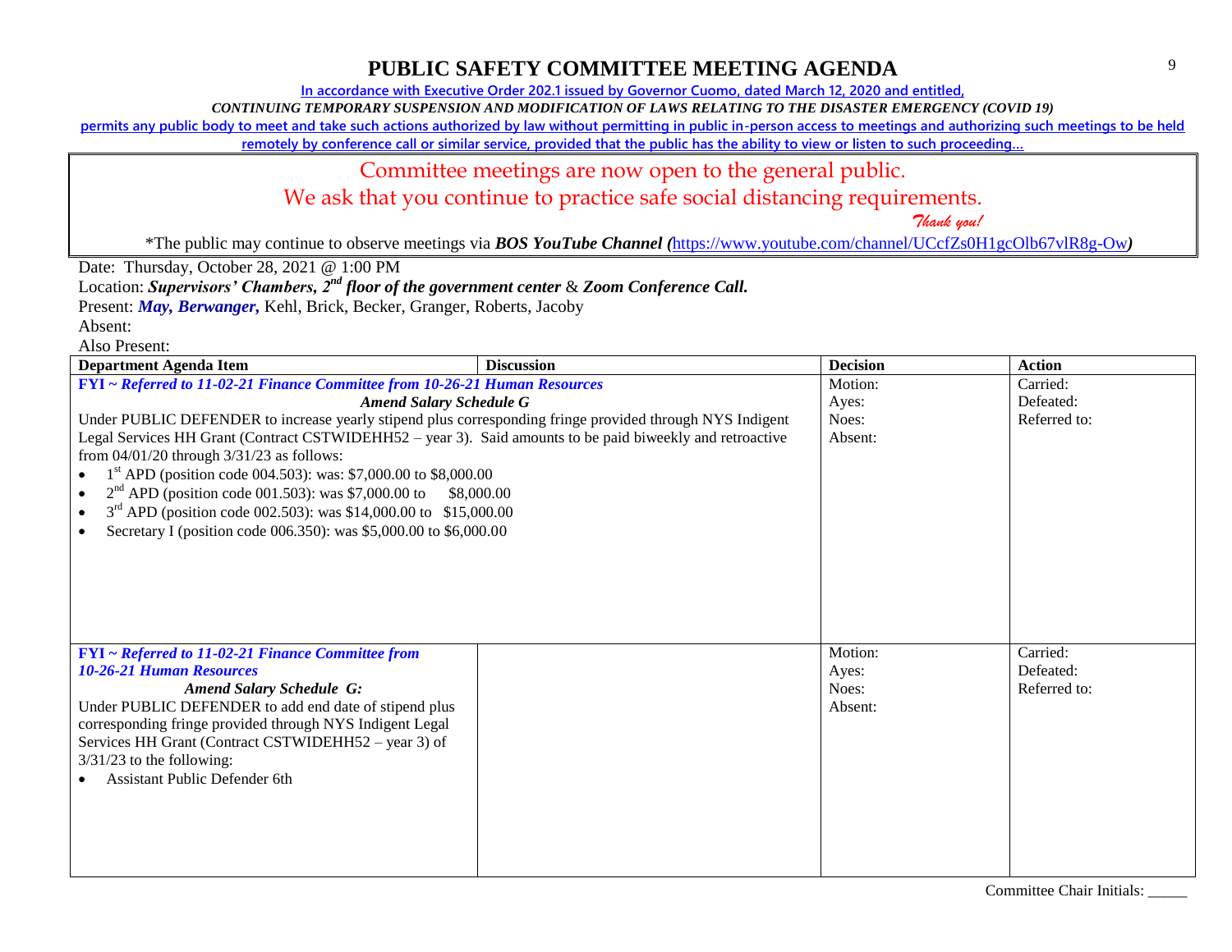# PUBLIC SAFETY COMMITTEE MEETING AGENDA

In accordance with Executive Order 202.1 issued by Governor Cuomo, dated March 12, 2020 and entitled,

*CONTINUING TEMPORARY SUSPENSION AND MODIFICATION OF LAWS RELATING TO THE DISASTER EMERGENCY (COVID 19)*

permits any public body to meet and take such actions authorized by law without permitting in public in-person access to meetings and authorizing such meetings to be held remotely by conference call or similar service, provided that the public has the ability to view or listen to such proceeding…

Committee meetings are now open to the general public.

We ask that you continue to practice safe social distancing requirements.

*Thank you!*

*The public may continue to observe meetings via ***BOS YouTube Channel*** *(*https://www.youtube.com/channel/UCcfZs0H1gcOlb67vlR8g-Ow*)*

Date: Thursday, October 28, 2021 @ 1:00 PM

Location: ***Supervisors' Chambers, 2nd floor of the government center*** & ***Zoom Conference Call.***

Present: ***May, Berwanger,*** Kehl, Brick, Becker, Granger, Roberts, Jacoby

Absent:

Also Present:

| Department Agenda Item | Discussion | Decision | Action |
|---|---|---|---|
| ***FYI ~ Referred to 11-02-21 Finance Committee from 10-26-21 Human Resources*** <br> ***Amend Salary Schedule G*** <br> Under PUBLIC DEFENDER to increase yearly stipend plus corresponding fringe provided through NYS Indigent Legal Services HH Grant (Contract CSTWIDEHH52 – year 3). Said amounts to be paid biweekly and retroactive from 04/01/20 through 3/31/23 as follows: <br> • 1st APD (position code 004.503): was: $7,000.00 to $8,000.00 <br> • 2nd APD (position code 001.503): was $7,000.00 to $8,000.00 <br> • 3rd APD (position code 002.503): was $14,000.00 to $15,000.00 <br> • Secretary I (position code 006.350): was $5,000.00 to $6,000.00 | | Motion: <br> Ayes: <br> Noes: <br> Absent: | Carried: <br> Defeated: <br> Referred to: |
| ***FYI ~ Referred to 11-02-21 Finance Committee from 10-26-21 Human Resources*** <br> ***Amend Salary Schedule G:*** <br> Under PUBLIC DEFENDER to add end date of stipend plus corresponding fringe provided through NYS Indigent Legal Services HH Grant (Contract CSTWIDEHH52 – year 3) of 3/31/23 to the following: <br> • Assistant Public Defender 6th | | Motion: <br> Ayes: <br> Noes: <br> Absent: | Carried: <br> Defeated: <br> Referred to: |

Committee Chair Initials: _____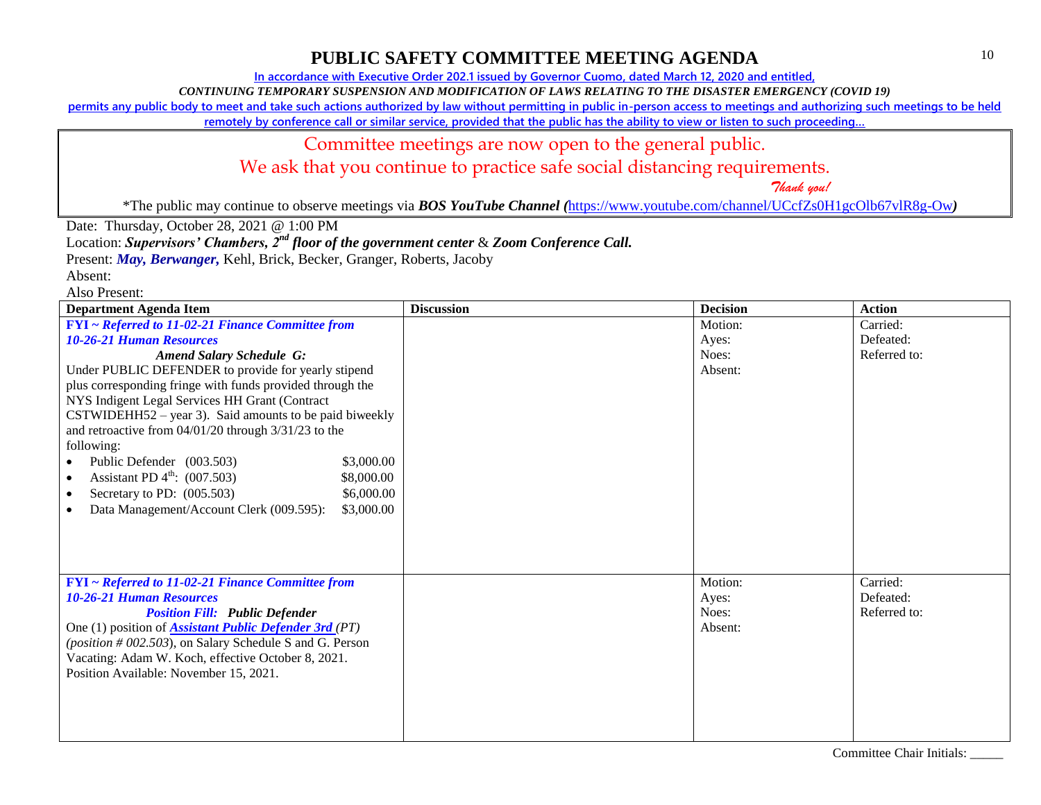# PUBLIC SAFETY COMMITTEE MEETING AGENDA

**In accordance with Executive Order 202.1 issued by Governor Cuomo, dated March 12, 2020 and entitled,**

***CONTINUING TEMPORARY SUSPENSION AND MODIFICATION OF LAWS RELATING TO THE DISASTER EMERGENCY (COVID 19)***

**permits any public body to meet and take such actions authorized by law without permitting in public in-person access to meetings and authorizing such meetings to be held remotely by conference call or similar service, provided that the public has the ability to view or listen to such proceeding…**

Committee meetings are now open to the general public.

We ask that you continue to practice safe social distancing requirements.

*Thank you!*

*The public may continue to observe meetings via ***BOS YouTube Channel (***https://www.youtube.com/channel/UCcfZs0H1gcOlb67vlR8g-Ow***)***

Date: Thursday, October 28, 2021 @ 1:00 PM

Location: ***Supervisors' Chambers, 2nd floor of the government center*** & ***Zoom Conference Call.***

Present: ***May, Berwanger,*** Kehl, Brick, Becker, Granger, Roberts, Jacoby

Absent:

Also Present:

| Department Agenda Item | Discussion | Decision | Action |
|---|---|---|---|
| ***FYI ~ Referred to 11-02-21 Finance Committee from 10-26-21 Human Resources*** <br> ***Amend Salary Schedule G:*** <br> Under PUBLIC DEFENDER to provide for yearly stipend plus corresponding fringe with funds provided through the NYS Indigent Legal Services HH Grant (Contract CSTWIDEHH52 – year 3). Said amounts to be paid biweekly and retroactive from 04/01/20 through 3/31/23 to the following: <br> • Public Defender (003.503) $3,000.00 <br> • Assistant PD 4th: (007.503) $8,000.00 <br> • Secretary to PD: (005.503) $6,000.00 <br> • Data Management/Account Clerk (009.595): $3,000.00 | | Motion: <br> Ayes: <br> Noes: <br> Absent: | Carried: <br> Defeated: <br> Referred to: |
| ***FYI ~ Referred to 11-02-21 Finance Committee from 10-26-21 Human Resources*** <br> ***Position Fill: Public Defender*** <br> One (1) position of ***Assistant Public Defender 3rd*** *(PT) (position # 002.503)*, on Salary Schedule S and G. Person Vacating: Adam W. Koch, effective October 8, 2021. Position Available: November 15, 2021. | | Motion: <br> Ayes: <br> Noes: <br> Absent: | Carried: <br> Defeated: <br> Referred to: |

Committee Chair Initials: _____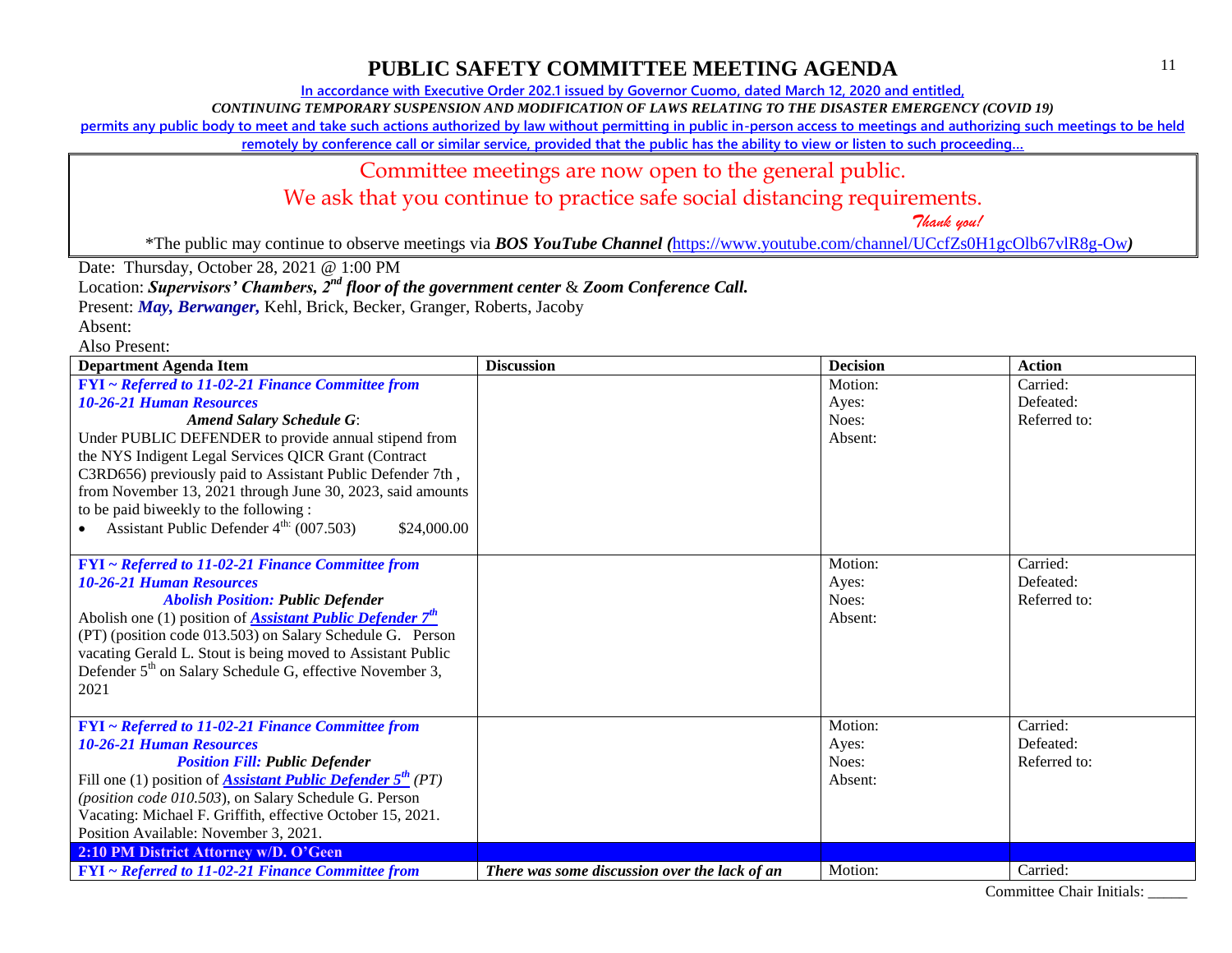# PUBLIC SAFETY COMMITTEE MEETING AGENDA

In accordance with Executive Order 202.1 issued by Governor Cuomo, dated March 12, 2020 and entitled,

*CONTINUING TEMPORARY SUSPENSION AND MODIFICATION OF LAWS RELATING TO THE DISASTER EMERGENCY (COVID 19)*

permits any public body to meet and take such actions authorized by law without permitting in public in-person access to meetings and authorizing such meetings to be held remotely by conference call or similar service, provided that the public has the ability to view or listen to such proceeding…

Committee meetings are now open to the general public.

We ask that you continue to practice safe social distancing requirements.

*Thank you!*

*The public may continue to observe meetings via ***BOS YouTube Channel*** (https://www.youtube.com/channel/UCcfZs0H1gcOlb67vlR8g-Ow)

Date: Thursday, October 28, 2021 @ 1:00 PM

Location: ***Supervisors' Chambers, 2nd floor of the government center*** & ***Zoom Conference Call.***

Present: ***May, Berwanger,*** Kehl, Brick, Becker, Granger, Roberts, Jacoby

Absent:

Also Present:

| Department Agenda Item | Discussion | Decision | Action |
|---|---|---|---|
| ***FYI ~ Referred to 11-02-21 Finance Committee from 10-26-21 Human Resources***<br>***Amend Salary Schedule G***:<br>Under PUBLIC DEFENDER to provide annual stipend from the NYS Indigent Legal Services QICR Grant (Contract C3RD656) previously paid to Assistant Public Defender 7th , from November 13, 2021 through June 30, 2023, said amounts to be paid biweekly to the following :<br>• Assistant Public Defender 4th: (007.503) $24,000.00 | | Motion:<br>Ayes:<br>Noes:<br>Absent: | Carried:<br>Defeated:<br>Referred to: |
| ***FYI ~ Referred to 11-02-21 Finance Committee from 10-26-21 Human Resources***<br>***Abolish Position: Public Defender***<br>Abolish one (1) position of ***Assistant Public Defender 7th*** (PT) (position code 013.503) on Salary Schedule G. Person vacating Gerald L. Stout is being moved to Assistant Public Defender 5th on Salary Schedule G, effective November 3, 2021 | | Motion:<br>Ayes:<br>Noes:<br>Absent: | Carried:<br>Defeated:<br>Referred to: |
| ***FYI ~ Referred to 11-02-21 Finance Committee from 10-26-21 Human Resources***<br>***Position Fill: Public Defender***<br>Fill one (1) position of ***Assistant Public Defender 5th*** *(PT) (position code 010.503)*, on Salary Schedule G. Person Vacating: Michael F. Griffith, effective October 15, 2021. Position Available: November 3, 2021. | | Motion:<br>Ayes:<br>Noes:<br>Absent: | Carried:<br>Defeated:<br>Referred to: |
| **2:10 PM District Attorney w/D. O'Geen** | | | |
| ***FYI ~ Referred to 11-02-21 Finance Committee from*** | ***There was some discussion over the lack of an*** | Motion: | Carried: |

Committee Chair Initials: _____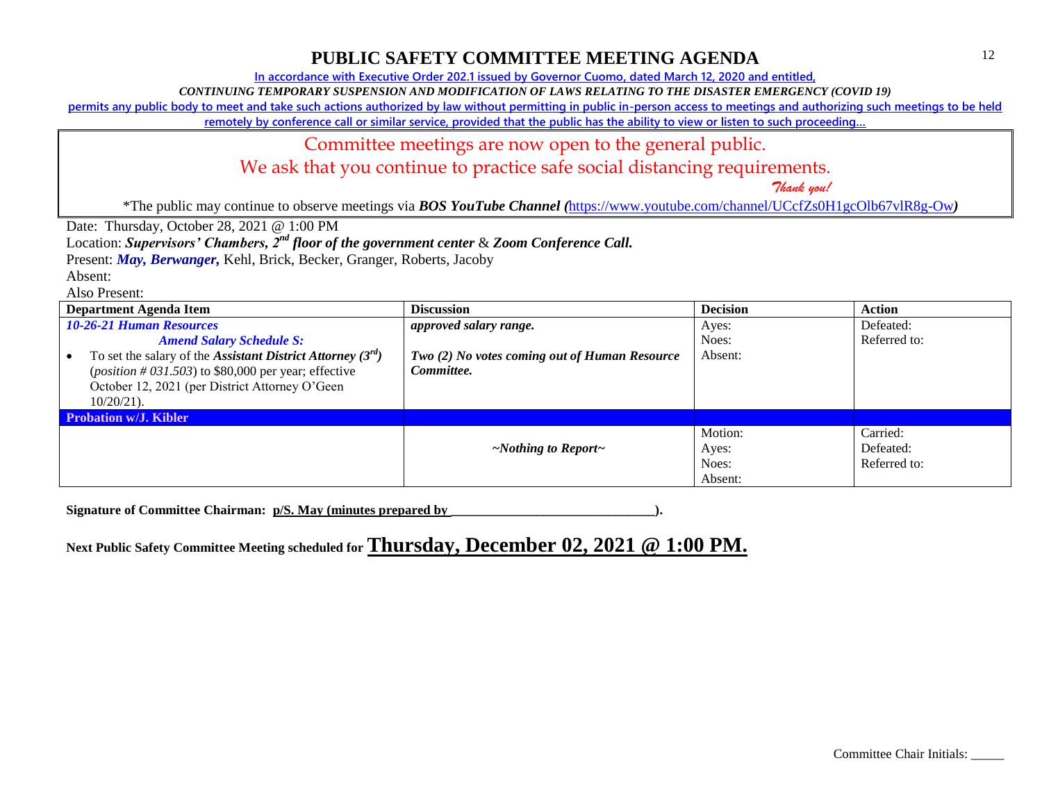# PUBLIC SAFETY COMMITTEE MEETING AGENDA

In accordance with Executive Order 202.1 issued by Governor Cuomo, dated March 12, 2020 and entitled,

*CONTINUING TEMPORARY SUSPENSION AND MODIFICATION OF LAWS RELATING TO THE DISASTER EMERGENCY (COVID 19)*

permits any public body to meet and take such actions authorized by law without permitting in public in-person access to meetings and authorizing such meetings to be held remotely by conference call or similar service, provided that the public has the ability to view or listen to such proceeding…

Committee meetings are now open to the general public.

We ask that you continue to practice safe social distancing requirements.

*Thank you!*

*The public may continue to observe meetings via ***BOS YouTube Channel*** *(*https://www.youtube.com/channel/UCcfZs0H1gcOlb67vlR8g-Ow*)*

Date: Thursday, October 28, 2021 @ 1:00 PM

Location: ***Supervisors' Chambers, 2nd floor of the government center*** & ***Zoom Conference Call.***

Present: ***May, Berwanger,*** Kehl, Brick, Becker, Granger, Roberts, Jacoby

Absent:

Also Present:

| Department Agenda Item | Discussion | Decision | Action |
|---|---|---|---|
| ***10-26-21 Human Resources*** ***Amend Salary Schedule S:*** • To set the salary of the ***Assistant District Attorney (3rd)*** (*position # 031.503*) to $80,000 per year; effective October 12, 2021 (per District Attorney O'Geen 10/20/21). | ***approved salary range.*** ***Two (2) No votes coming out of Human Resource Committee.*** | Ayes: Noes: Absent: | Defeated: Referred to: |
| **Probation w/J. Kibler** | | | |
| | *~Nothing to Report~* | Motion: Ayes: Noes: Absent: | Carried: Defeated: Referred to: |

**Signature of Committee Chairman: p/S. May (minutes prepared by ______________________________).**

**Next Public Safety Committee Meeting scheduled for Thursday, December 02, 2021 @ 1:00 PM.**

Committee Chair Initials: _____